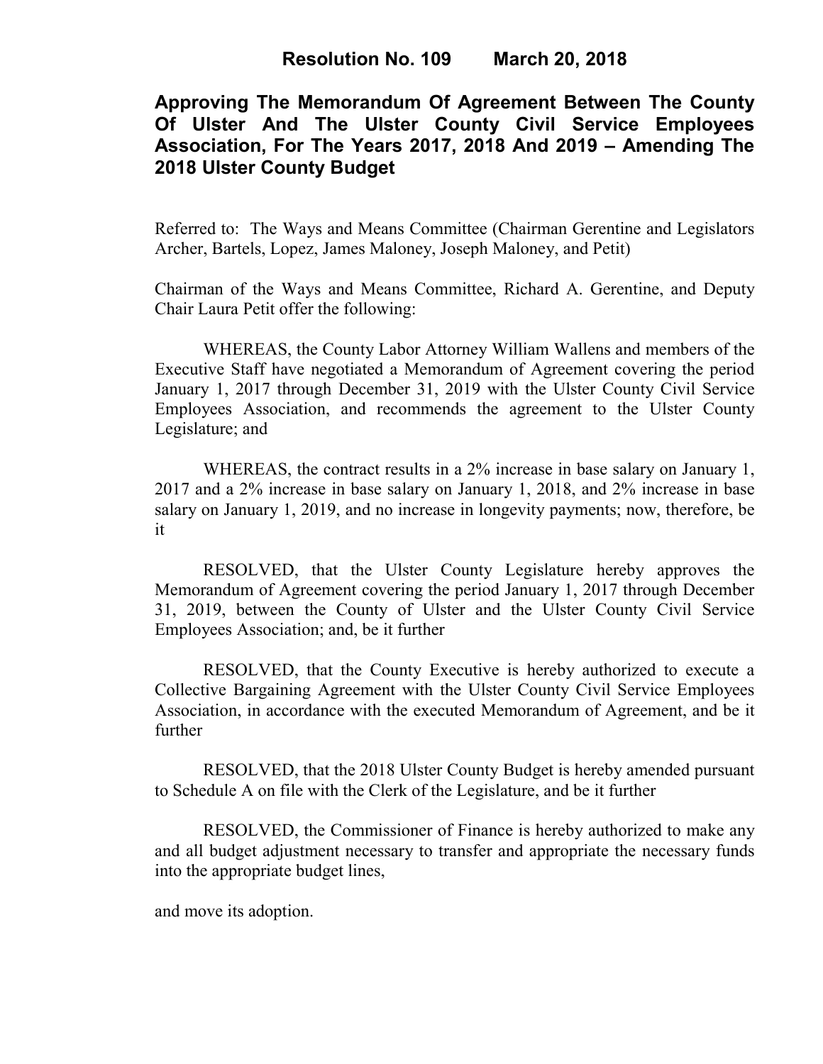# Resolution No. 109 March 20, 2018

## Approving The Memorandum Of Agreement Between The County Of Ulster And The Ulster County Civil Service Employees Association, For The Years 2017, 2018 And 2019 – Amending The 2018 Ulster County Budget

Referred to: The Ways and Means Committee (Chairman Gerentine and Legislators Archer, Bartels, Lopez, James Maloney, Joseph Maloney, and Petit)

Chairman of the Ways and Means Committee, Richard A. Gerentine, and Deputy Chair Laura Petit offer the following:

WHEREAS, the County Labor Attorney William Wallens and members of the Executive Staff have negotiated a Memorandum of Agreement covering the period January 1, 2017 through December 31, 2019 with the Ulster County Civil Service Employees Association, and recommends the agreement to the Ulster County Legislature; and

WHEREAS, the contract results in a 2% increase in base salary on January 1, 2017 and a 2% increase in base salary on January 1, 2018, and 2% increase in base salary on January 1, 2019, and no increase in longevity payments; now, therefore, be it

RESOLVED, that the Ulster County Legislature hereby approves the Memorandum of Agreement covering the period January 1, 2017 through December 31, 2019, between the County of Ulster and the Ulster County Civil Service Employees Association; and, be it further

RESOLVED, that the County Executive is hereby authorized to execute a Collective Bargaining Agreement with the Ulster County Civil Service Employees Association, in accordance with the executed Memorandum of Agreement, and be it further

RESOLVED, that the 2018 Ulster County Budget is hereby amended pursuant to Schedule A on file with the Clerk of the Legislature, and be it further

RESOLVED, the Commissioner of Finance is hereby authorized to make any and all budget adjustment necessary to transfer and appropriate the necessary funds into the appropriate budget lines,

and move its adoption.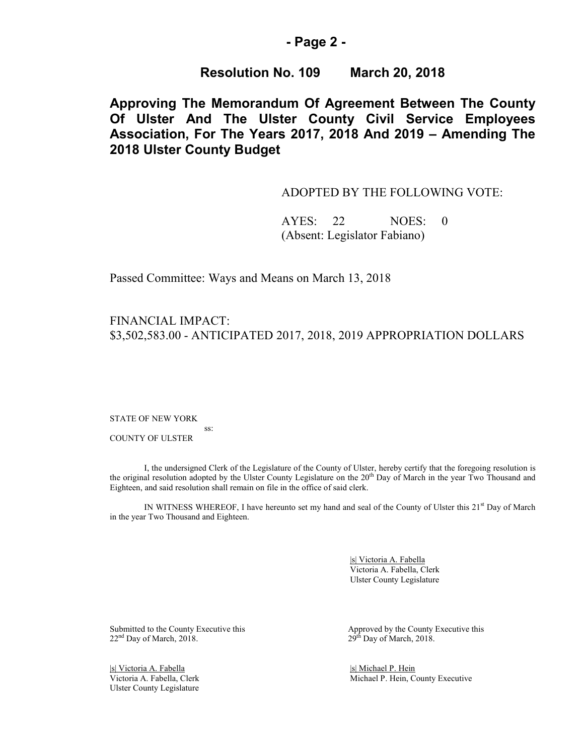## Resolution No. 109 March 20, 2018

## Approving The Memorandum Of Agreement Between The County Of Ulster And The Ulster County Civil Service Employees Association, For The Years 2017, 2018 And 2019 – Amending The 2018 Ulster County Budget

ADOPTED BY THE FOLLOWING VOTE:

AYES: 22 NOES: 0
(Absent: Legislator Fabiano)

Passed Committee: Ways and Means on March 13, 2018

FINANCIAL IMPACT:
$3,502,583.00 - ANTICIPATED 2017, 2018, 2019 APPROPRIATION DOLLARS

STATE OF NEW YORK
ss:
COUNTY OF ULSTER

I, the undersigned Clerk of the Legislature of the County of Ulster, hereby certify that the foregoing resolution is the original resolution adopted by the Ulster County Legislature on the 20th Day of March in the year Two Thousand and Eighteen, and said resolution shall remain on file in the office of said clerk.

IN WITNESS WHEREOF, I have hereunto set my hand and seal of the County of Ulster this 21st Day of March in the year Two Thousand and Eighteen.

|s| Victoria A. Fabella
Victoria A. Fabella, Clerk
Ulster County Legislature

Submitted to the County Executive this 22nd Day of March, 2018.

|s| Victoria A. Fabella
Victoria A. Fabella, Clerk
Ulster County Legislature

Approved by the County Executive this 29th Day of March, 2018.

|s| Michael P. Hein
Michael P. Hein, County Executive